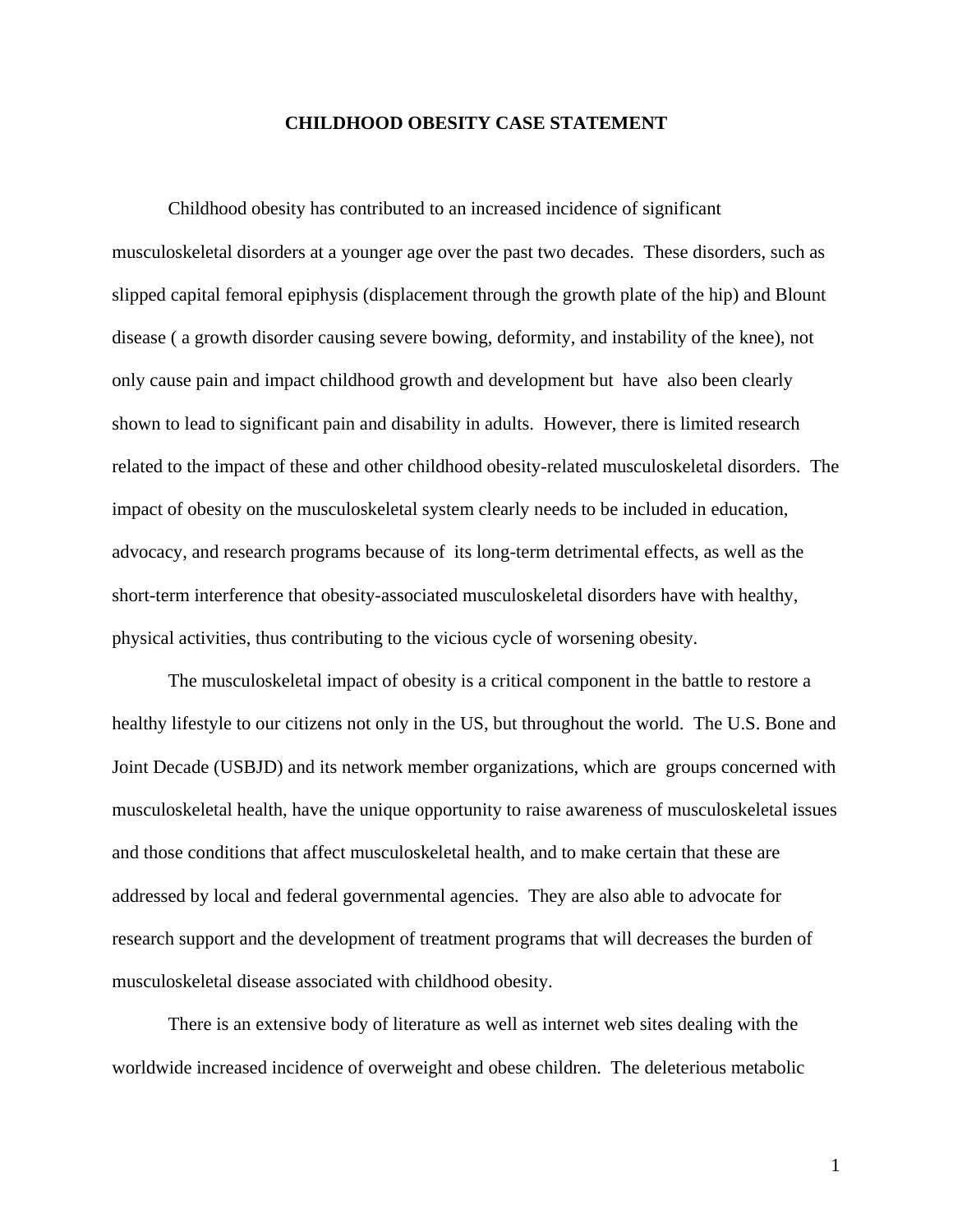# CHILDHOOD OBESITY CASE STATEMENT

Childhood obesity has contributed to an increased incidence of significant musculoskeletal disorders at a younger age over the past two decades. These disorders, such as slipped capital femoral epiphysis (displacement through the growth plate of the hip) and Blount disease ( a growth disorder causing severe bowing, deformity, and instability of the knee), not only cause pain and impact childhood growth and development but have also been clearly shown to lead to significant pain and disability in adults. However, there is limited research related to the impact of these and other childhood obesity-related musculoskeletal disorders. The impact of obesity on the musculoskeletal system clearly needs to be included in education, advocacy, and research programs because of its long-term detrimental effects, as well as the short-term interference that obesity-associated musculoskeletal disorders have with healthy, physical activities, thus contributing to the vicious cycle of worsening obesity.

The musculoskeletal impact of obesity is a critical component in the battle to restore a healthy lifestyle to our citizens not only in the US, but throughout the world. The U.S. Bone and Joint Decade (USBJD) and its network member organizations, which are groups concerned with musculoskeletal health, have the unique opportunity to raise awareness of musculoskeletal issues and those conditions that affect musculoskeletal health, and to make certain that these are addressed by local and federal governmental agencies. They are also able to advocate for research support and the development of treatment programs that will decreases the burden of musculoskeletal disease associated with childhood obesity.

There is an extensive body of literature as well as internet web sites dealing with the worldwide increased incidence of overweight and obese children. The deleterious metabolic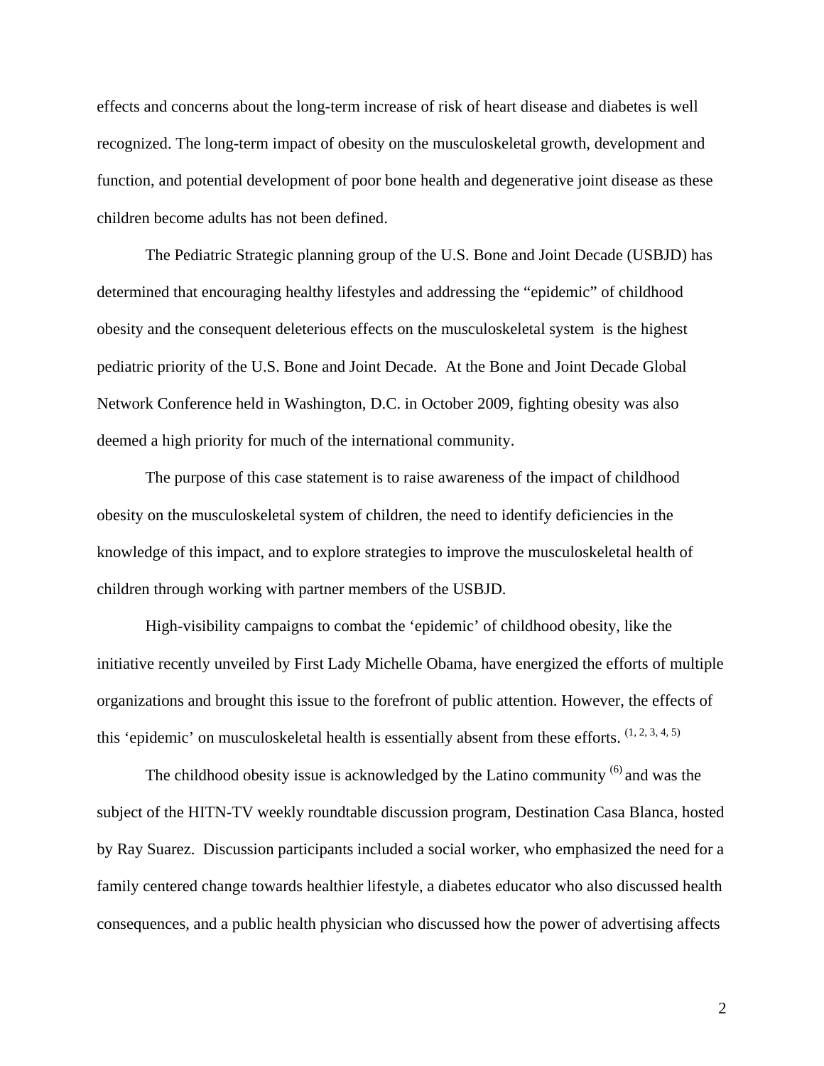effects and concerns about the long-term increase of risk of heart disease and diabetes is well recognized. The long-term impact of obesity on the musculoskeletal growth, development and function, and potential development of poor bone health and degenerative joint disease as these children become adults has not been defined.

The Pediatric Strategic planning group of the U.S. Bone and Joint Decade (USBJD) has determined that encouraging healthy lifestyles and addressing the "epidemic" of childhood obesity and the consequent deleterious effects on the musculoskeletal system is the highest pediatric priority of the U.S. Bone and Joint Decade. At the Bone and Joint Decade Global Network Conference held in Washington, D.C. in October 2009, fighting obesity was also deemed a high priority for much of the international community.

The purpose of this case statement is to raise awareness of the impact of childhood obesity on the musculoskeletal system of children, the need to identify deficiencies in the knowledge of this impact, and to explore strategies to improve the musculoskeletal health of children through working with partner members of the USBJD.

High-visibility campaigns to combat the 'epidemic' of childhood obesity, like the initiative recently unveiled by First Lady Michelle Obama, have energized the efforts of multiple organizations and brought this issue to the forefront of public attention. However, the effects of this 'epidemic' on musculoskeletal health is essentially absent from these efforts. [1, 2, 3, 4, 5]

The childhood obesity issue is acknowledged by the Latino community [6] and was the subject of the HITN-TV weekly roundtable discussion program, Destination Casa Blanca, hosted by Ray Suarez. Discussion participants included a social worker, who emphasized the need for a family centered change towards healthier lifestyle, a diabetes educator who also discussed health consequences, and a public health physician who discussed how the power of advertising affects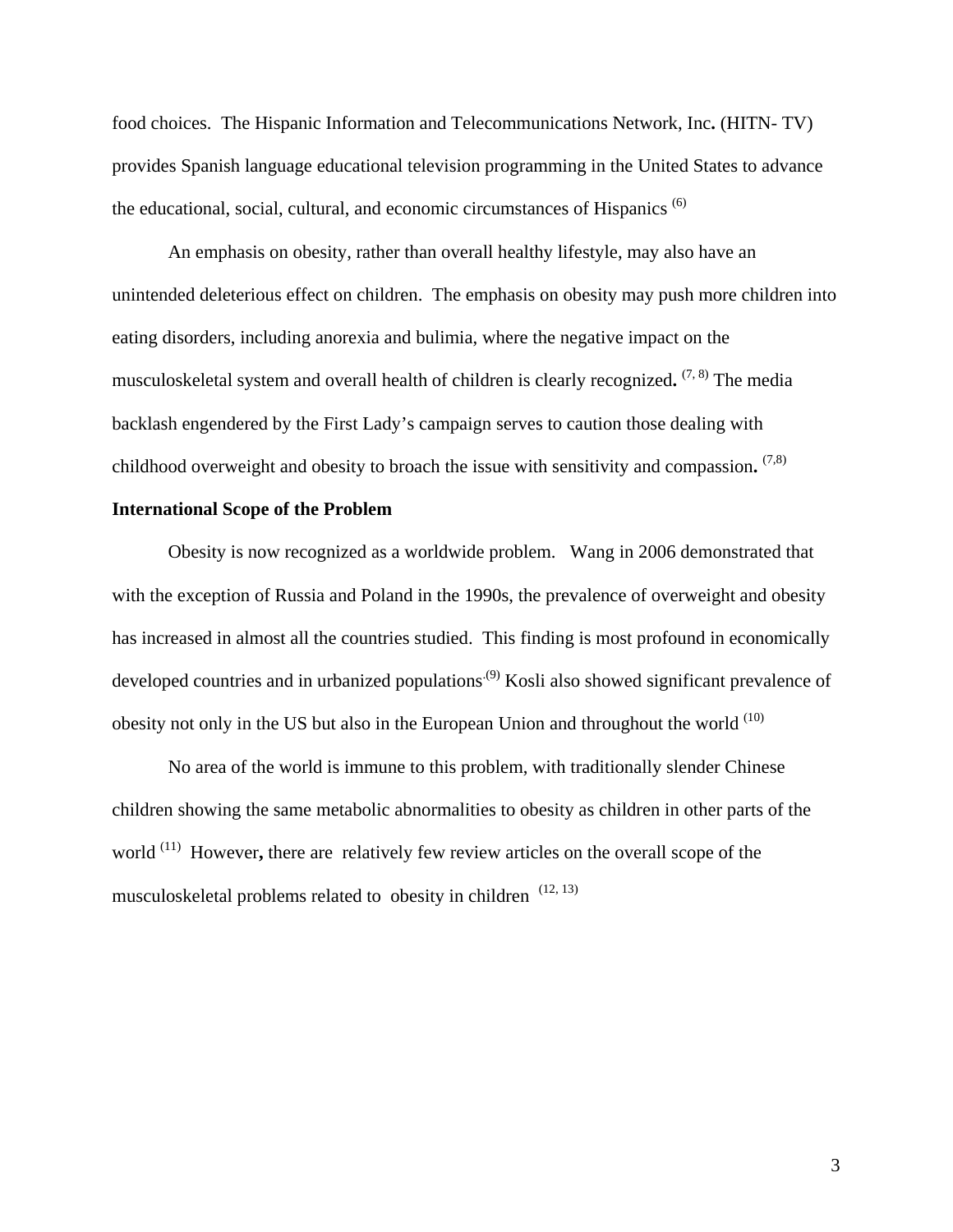food choices. The Hispanic Information and Telecommunications Network, Inc**.** (HITN- TV) provides Spanish language educational television programming in the United States to advance the educational, social, cultural, and economic circumstances of Hispanics [6]

An emphasis on obesity, rather than overall healthy lifestyle, may also have an unintended deleterious effect on children. The emphasis on obesity may push more children into eating disorders, including anorexia and bulimia, where the negative impact on the musculoskeletal system and overall health of children is clearly recognized**.** [7, 8] The media backlash engendered by the First Lady's campaign serves to caution those dealing with childhood overweight and obesity to broach the issue with sensitivity and compassion**.** [7,8]

**International Scope of the Problem**

Obesity is now recognized as a worldwide problem. Wang in 2006 demonstrated that with the exception of Russia and Poland in the 1990s, the prevalence of overweight and obesity has increased in almost all the countries studied. This finding is most profound in economically developed countries and in urbanized populations.[9] Kosli also showed significant prevalence of obesity not only in the US but also in the European Union and throughout the world [10]

No area of the world is immune to this problem, with traditionally slender Chinese children showing the same metabolic abnormalities to obesity as children in other parts of the world [11] However**,** there are relatively few review articles on the overall scope of the musculoskeletal problems related to obesity in children [12, 13]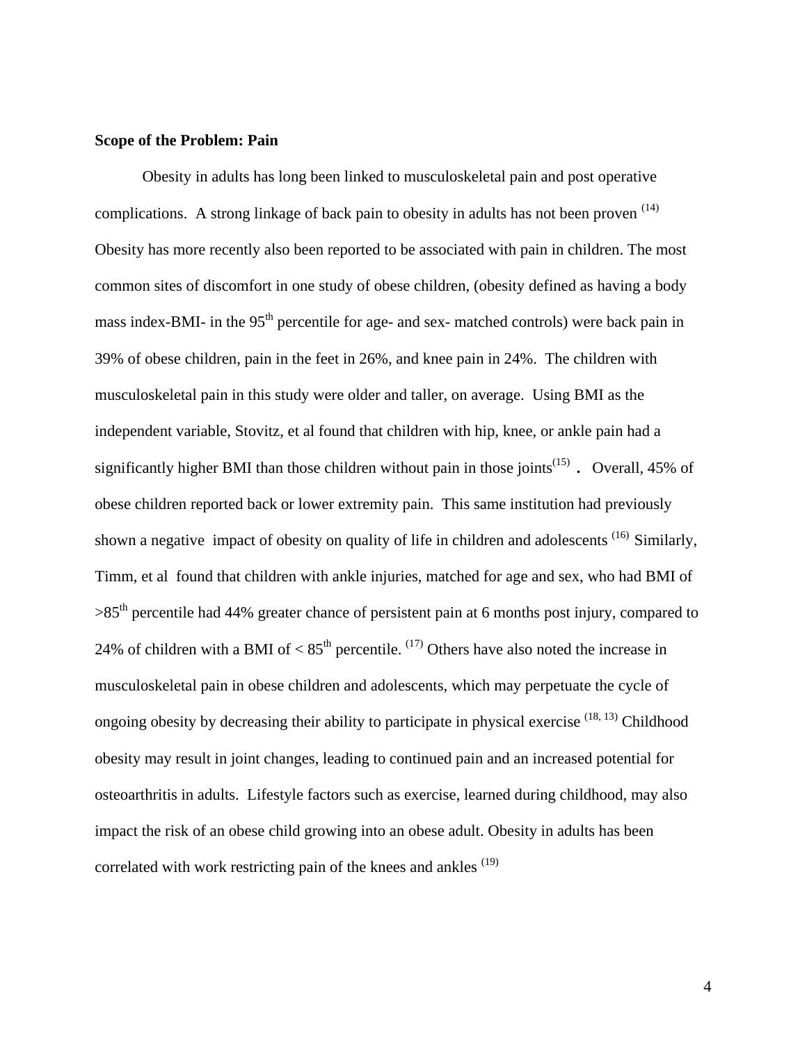**Scope of the Problem: Pain**

Obesity in adults has long been linked to musculoskeletal pain and post operative complications. A strong linkage of back pain to obesity in adults has not been proven [(14)] Obesity has more recently also been reported to be associated with pain in children. The most common sites of discomfort in one study of obese children, (obesity defined as having a body mass index-BMI- in the 95th percentile for age- and sex- matched controls) were back pain in 39% of obese children, pain in the feet in 26%, and knee pain in 24%. The children with musculoskeletal pain in this study were older and taller, on average. Using BMI as the independent variable, Stovitz, et al found that children with hip, knee, or ankle pain had a significantly higher BMI than those children without pain in those joints[(15)] . Overall, 45% of obese children reported back or lower extremity pain. This same institution had previously shown a negative impact of obesity on quality of life in children and adolescents [(16)] Similarly, Timm, et al found that children with ankle injuries, matched for age and sex, who had BMI of >85th percentile had 44% greater chance of persistent pain at 6 months post injury, compared to 24% of children with a BMI of < 85th percentile. [(17)] Others have also noted the increase in musculoskeletal pain in obese children and adolescents, which may perpetuate the cycle of ongoing obesity by decreasing their ability to participate in physical exercise [(18, 13)] Childhood obesity may result in joint changes, leading to continued pain and an increased potential for osteoarthritis in adults. Lifestyle factors such as exercise, learned during childhood, may also impact the risk of an obese child growing into an obese adult. Obesity in adults has been correlated with work restricting pain of the knees and ankles [(19)]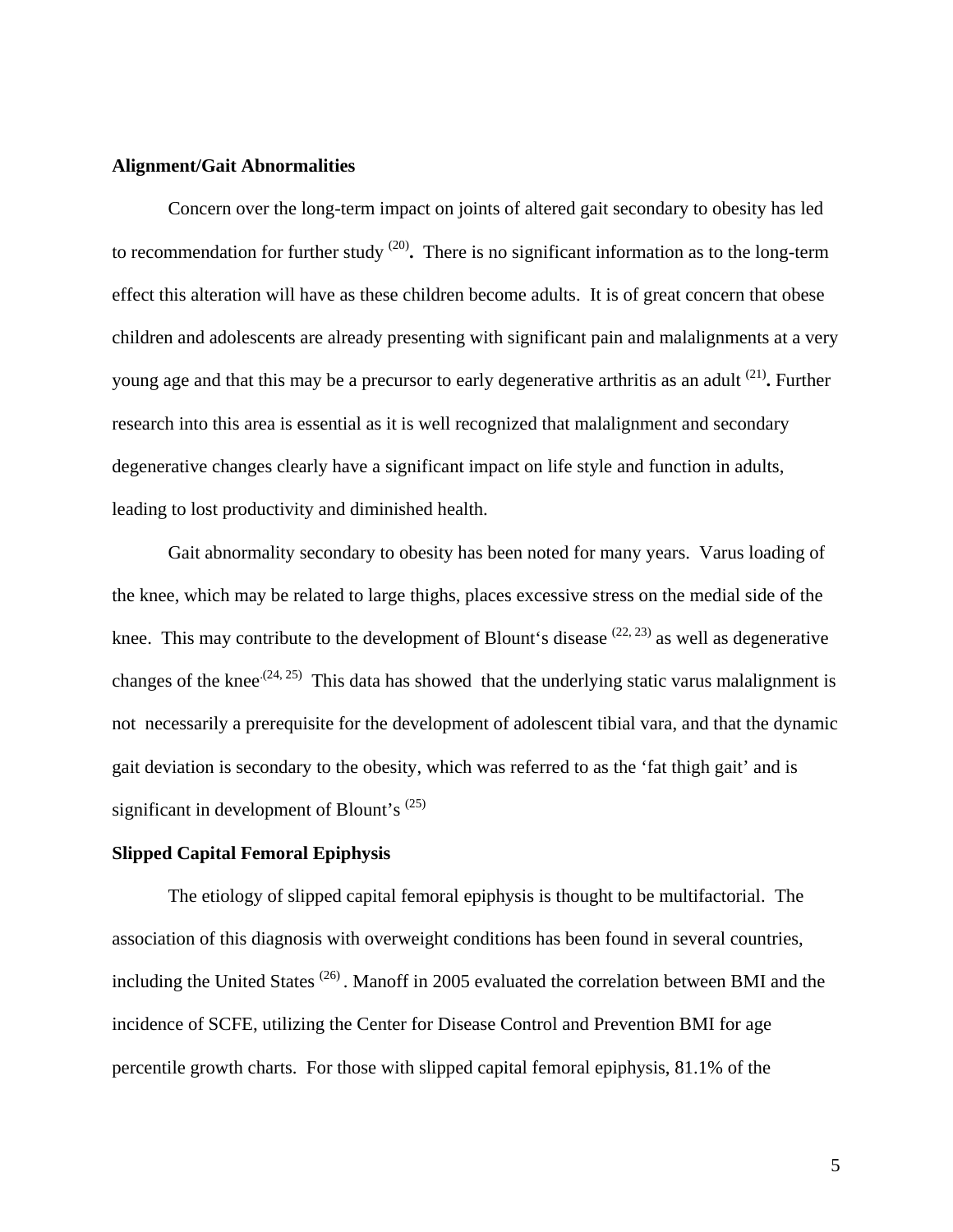**Alignment/Gait Abnormalities**

Concern over the long-term impact on joints of altered gait secondary to obesity has led to recommendation for further study [(20)]**.** There is no significant information as to the long-term effect this alteration will have as these children become adults. It is of great concern that obese children and adolescents are already presenting with significant pain and malalignments at a very young age and that this may be a precursor to early degenerative arthritis as an adult [(21)]**.** Further research into this area is essential as it is well recognized that malalignment and secondary degenerative changes clearly have a significant impact on life style and function in adults, leading to lost productivity and diminished health.

Gait abnormality secondary to obesity has been noted for many years. Varus loading of the knee, which may be related to large thighs, places excessive stress on the medial side of the knee. This may contribute to the development of Blount's disease [(22, 23)] as well as degenerative changes of the knee.[(24, 25)] This data has showed that the underlying static varus malalignment is not necessarily a prerequisite for the development of adolescent tibial vara, and that the dynamic gait deviation is secondary to the obesity, which was referred to as the 'fat thigh gait' and is significant in development of Blount's [(25)]

**Slipped Capital Femoral Epiphysis**

The etiology of slipped capital femoral epiphysis is thought to be multifactorial. The association of this diagnosis with overweight conditions has been found in several countries, including the United States [(26)]. Manoff in 2005 evaluated the correlation between BMI and the incidence of SCFE, utilizing the Center for Disease Control and Prevention BMI for age percentile growth charts. For those with slipped capital femoral epiphysis, 81.1% of the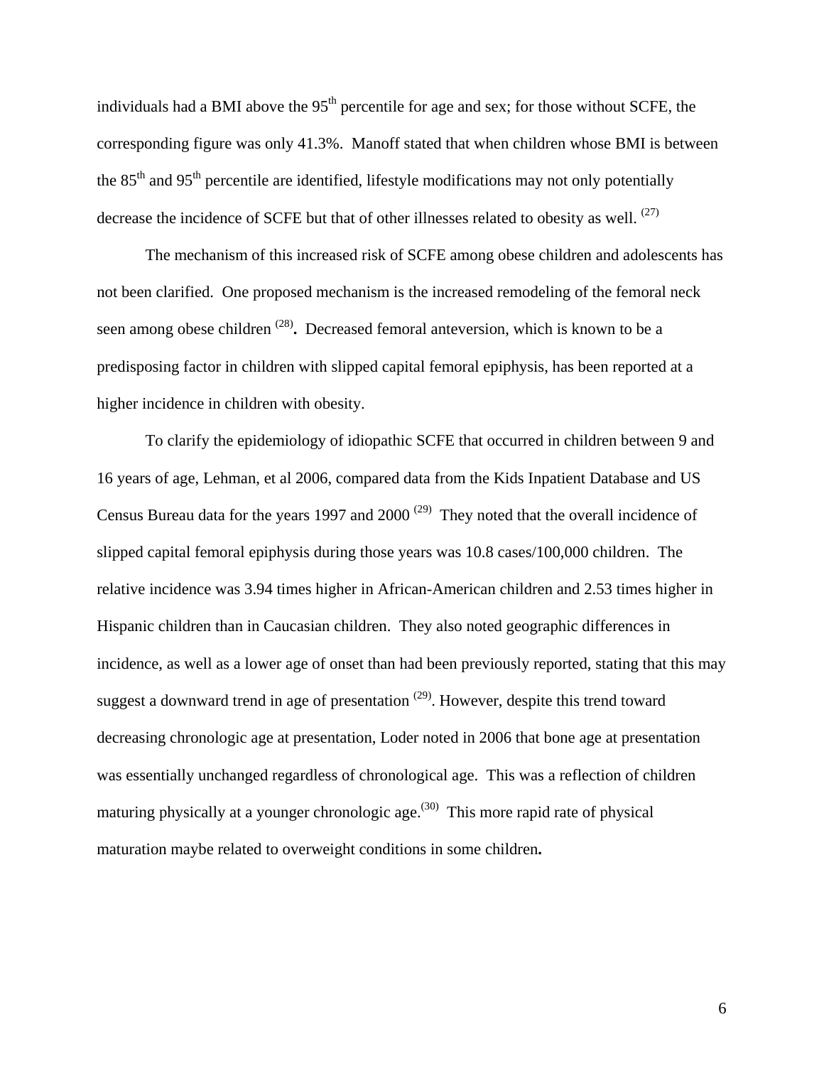individuals had a BMI above the 95th percentile for age and sex; for those without SCFE, the corresponding figure was only 41.3%. Manoff stated that when children whose BMI is between the 85th and 95th percentile are identified, lifestyle modifications may not only potentially decrease the incidence of SCFE but that of other illnesses related to obesity as well. [27]

The mechanism of this increased risk of SCFE among obese children and adolescents has not been clarified. One proposed mechanism is the increased remodeling of the femoral neck seen among obese children [28]**.** Decreased femoral anteversion, which is known to be a predisposing factor in children with slipped capital femoral epiphysis, has been reported at a higher incidence in children with obesity.

To clarify the epidemiology of idiopathic SCFE that occurred in children between 9 and 16 years of age, Lehman, et al 2006, compared data from the Kids Inpatient Database and US Census Bureau data for the years 1997 and 2000 [29] They noted that the overall incidence of slipped capital femoral epiphysis during those years was 10.8 cases/100,000 children. The relative incidence was 3.94 times higher in African-American children and 2.53 times higher in Hispanic children than in Caucasian children. They also noted geographic differences in incidence, as well as a lower age of onset than had been previously reported, stating that this may suggest a downward trend in age of presentation [29]. However, despite this trend toward decreasing chronologic age at presentation, Loder noted in 2006 that bone age at presentation was essentially unchanged regardless of chronological age. This was a reflection of children maturing physically at a younger chronologic age.[30] This more rapid rate of physical maturation maybe related to overweight conditions in some children**.**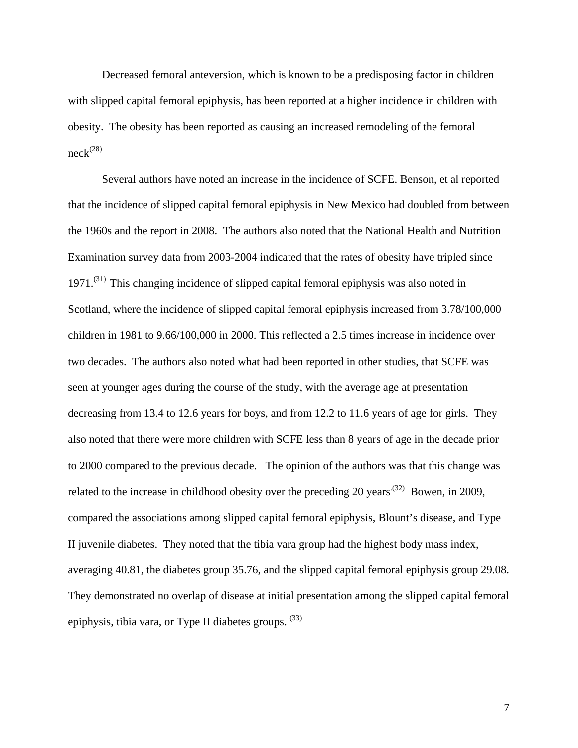Decreased femoral anteversion, which is known to be a predisposing factor in children with slipped capital femoral epiphysis, has been reported at a higher incidence in children with obesity. The obesity has been reported as causing an increased remodeling of the femoral neck[28]

Several authors have noted an increase in the incidence of SCFE. Benson, et al reported that the incidence of slipped capital femoral epiphysis in New Mexico had doubled from between the 1960s and the report in 2008. The authors also noted that the National Health and Nutrition Examination survey data from 2003-2004 indicated that the rates of obesity have tripled since 1971.[31] This changing incidence of slipped capital femoral epiphysis was also noted in Scotland, where the incidence of slipped capital femoral epiphysis increased from 3.78/100,000 children in 1981 to 9.66/100,000 in 2000. This reflected a 2.5 times increase in incidence over two decades. The authors also noted what had been reported in other studies, that SCFE was seen at younger ages during the course of the study, with the average age at presentation decreasing from 13.4 to 12.6 years for boys, and from 12.2 to 11.6 years of age for girls. They also noted that there were more children with SCFE less than 8 years of age in the decade prior to 2000 compared to the previous decade. The opinion of the authors was that this change was related to the increase in childhood obesity over the preceding 20 years.[32] Bowen, in 2009, compared the associations among slipped capital femoral epiphysis, Blount's disease, and Type II juvenile diabetes. They noted that the tibia vara group had the highest body mass index, averaging 40.81, the diabetes group 35.76, and the slipped capital femoral epiphysis group 29.08. They demonstrated no overlap of disease at initial presentation among the slipped capital femoral epiphysis, tibia vara, or Type II diabetes groups. [33]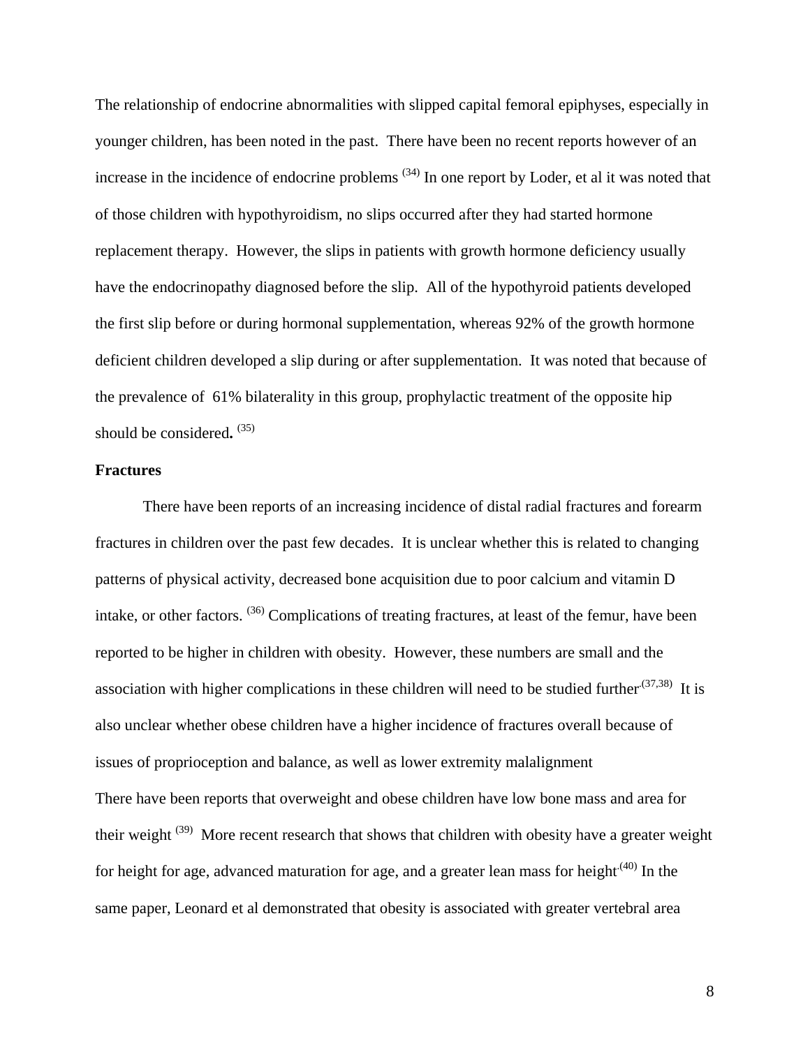The relationship of endocrine abnormalities with slipped capital femoral epiphyses, especially in younger children, has been noted in the past. There have been no recent reports however of an increase in the incidence of endocrine problems [34] In one report by Loder, et al it was noted that of those children with hypothyroidism, no slips occurred after they had started hormone replacement therapy. However, the slips in patients with growth hormone deficiency usually have the endocrinopathy diagnosed before the slip. All of the hypothyroid patients developed the first slip before or during hormonal supplementation, whereas 92% of the growth hormone deficient children developed a slip during or after supplementation. It was noted that because of the prevalence of 61% bilaterality in this group, prophylactic treatment of the opposite hip should be considered**.** [35]

**Fractures**

There have been reports of an increasing incidence of distal radial fractures and forearm fractures in children over the past few decades. It is unclear whether this is related to changing patterns of physical activity, decreased bone acquisition due to poor calcium and vitamin D intake, or other factors. [36] Complications of treating fractures, at least of the femur, have been reported to be higher in children with obesity. However, these numbers are small and the association with higher complications in these children will need to be studied further.[37,38] It is also unclear whether obese children have a higher incidence of fractures overall because of issues of proprioception and balance, as well as lower extremity malalignment

There have been reports that overweight and obese children have low bone mass and area for their weight [39] More recent research that shows that children with obesity have a greater weight for height for age, advanced maturation for age, and a greater lean mass for height.[40] In the same paper, Leonard et al demonstrated that obesity is associated with greater vertebral area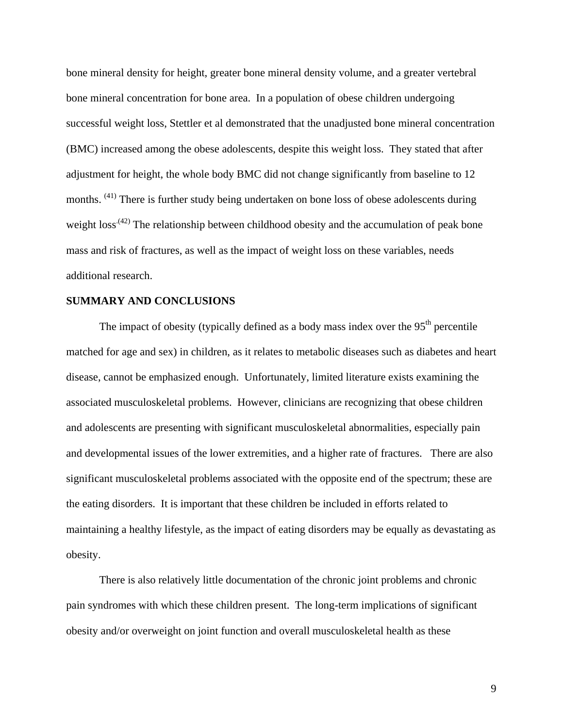bone mineral density for height, greater bone mineral density volume, and a greater vertebral bone mineral concentration for bone area. In a population of obese children undergoing successful weight loss, Stettler et al demonstrated that the unadjusted bone mineral concentration (BMC) increased among the obese adolescents, despite this weight loss. They stated that after adjustment for height, the whole body BMC did not change significantly from baseline to 12 months. [41] There is further study being undertaken on bone loss of obese adolescents during weight loss.[42] The relationship between childhood obesity and the accumulation of peak bone mass and risk of fractures, as well as the impact of weight loss on these variables, needs additional research.

## SUMMARY AND CONCLUSIONS

The impact of obesity (typically defined as a body mass index over the $95^{th}$ percentile matched for age and sex) in children, as it relates to metabolic diseases such as diabetes and heart disease, cannot be emphasized enough. Unfortunately, limited literature exists examining the associated musculoskeletal problems. However, clinicians are recognizing that obese children and adolescents are presenting with significant musculoskeletal abnormalities, especially pain and developmental issues of the lower extremities, and a higher rate of fractures. There are also significant musculoskeletal problems associated with the opposite end of the spectrum; these are the eating disorders. It is important that these children be included in efforts related to maintaining a healthy lifestyle, as the impact of eating disorders may be equally as devastating as obesity.

There is also relatively little documentation of the chronic joint problems and chronic pain syndromes with which these children present. The long-term implications of significant obesity and/or overweight on joint function and overall musculoskeletal health as these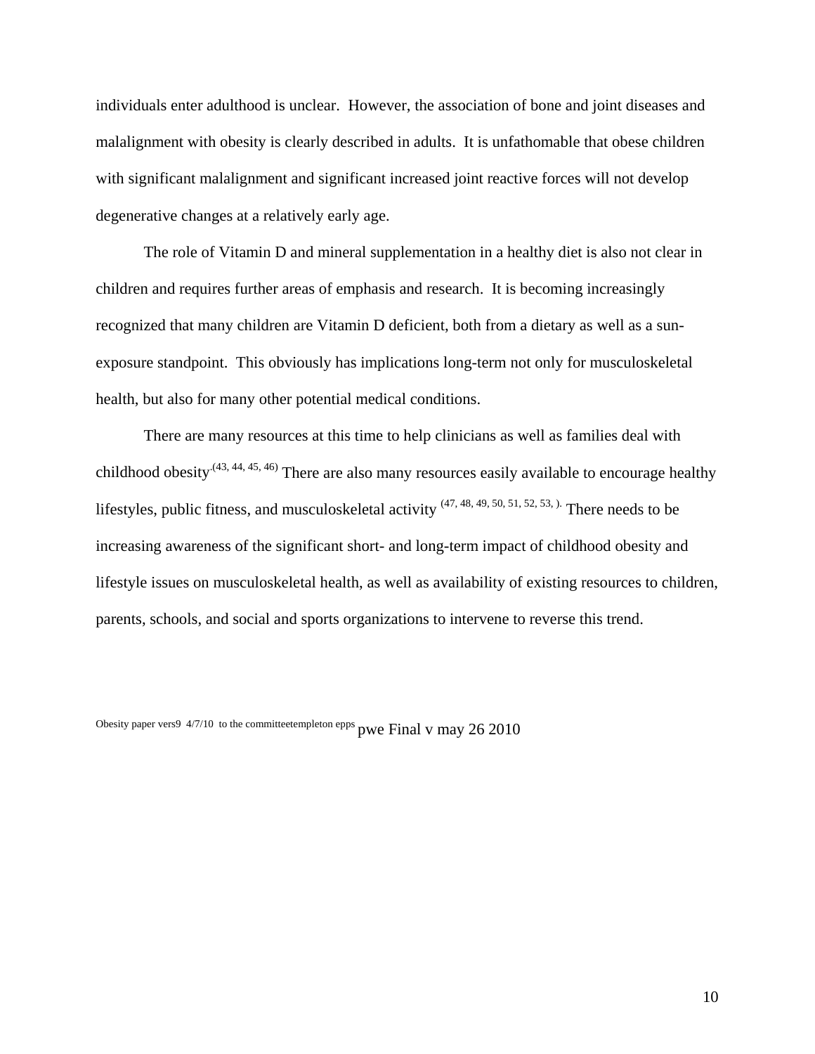individuals enter adulthood is unclear. However, the association of bone and joint diseases and malalignment with obesity is clearly described in adults. It is unfathomable that obese children with significant malalignment and significant increased joint reactive forces will not develop degenerative changes at a relatively early age.

The role of Vitamin D and mineral supplementation in a healthy diet is also not clear in children and requires further areas of emphasis and research. It is becoming increasingly recognized that many children are Vitamin D deficient, both from a dietary as well as a sun-exposure standpoint. This obviously has implications long-term not only for musculoskeletal health, but also for many other potential medical conditions.

There are many resources at this time to help clinicians as well as families deal with childhood obesity.[43, 44, 45, 46] There are also many resources easily available to encourage healthy lifestyles, public fitness, and musculoskeletal activity [47, 48, 49, 50, 51, 52, 53, ]. There needs to be increasing awareness of the significant short- and long-term impact of childhood obesity and lifestyle issues on musculoskeletal health, as well as availability of existing resources to children, parents, schools, and social and sports organizations to intervene to reverse this trend.

Obesity paper vers9 4/7/10 to the committeetempleton epps pwe Final v may 26 2010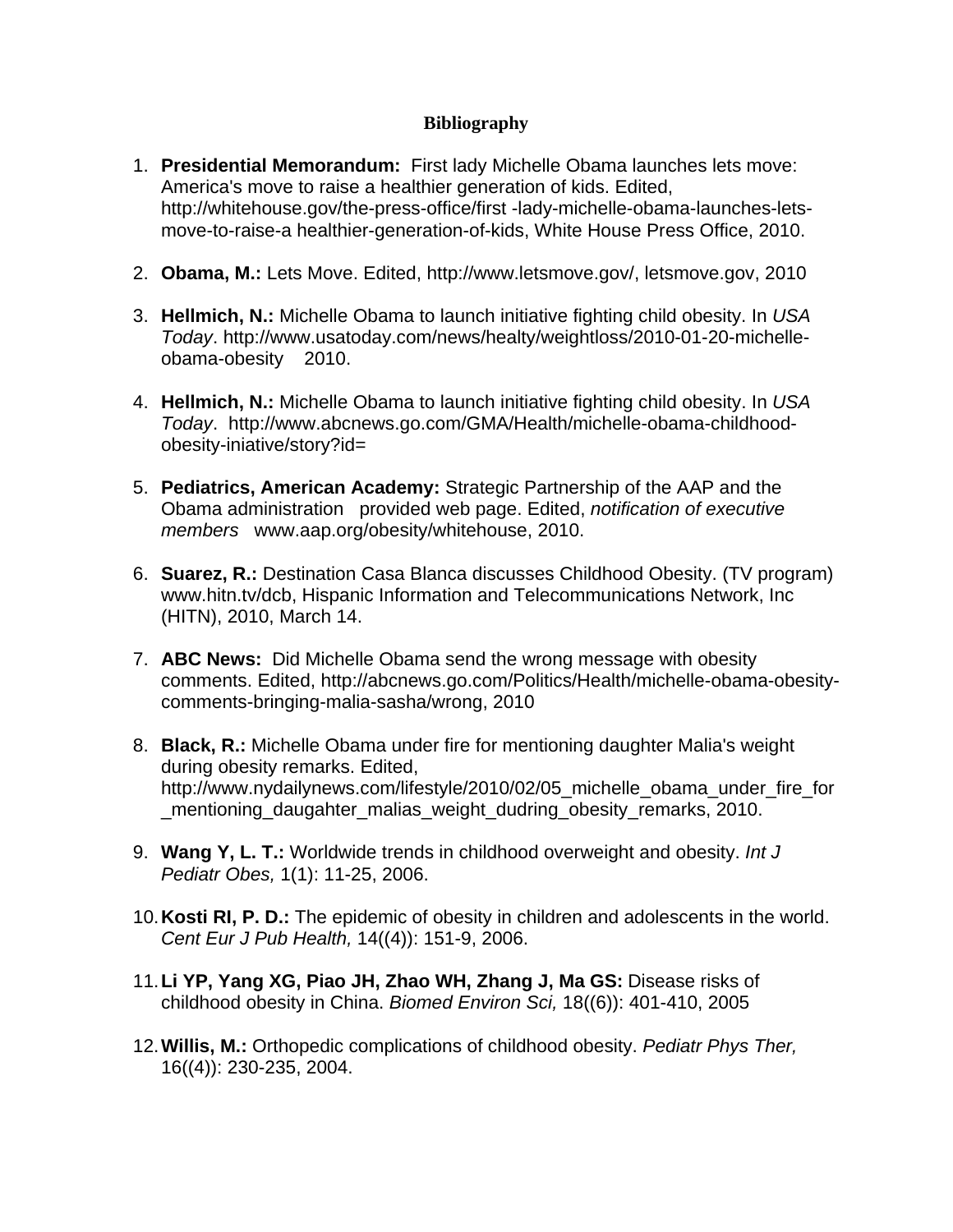**Bibliography**

1. **Presidential Memorandum:** First lady Michelle Obama launches lets move: America's move to raise a healthier generation of kids. Edited, http://whitehouse.gov/the-press-office/first -lady-michelle-obama-launches-lets-move-to-raise-a healthier-generation-of-kids, White House Press Office, 2010.

2. **Obama, M.:** Lets Move. Edited, http://www.letsmove.gov/, letsmove.gov, 2010

3. **Hellmich, N.:** Michelle Obama to launch initiative fighting child obesity. In *USA Today*. http://www.usatoday.com/news/healty/weightloss/2010-01-20-michelle-obama-obesity 2010.

4. **Hellmich, N.:** Michelle Obama to launch initiative fighting child obesity. In *USA Today*. http://www.abcnews.go.com/GMA/Health/michelle-obama-childhood-obesity-iniative/story?id=

5. **Pediatrics, American Academy:** Strategic Partnership of the AAP and the Obama administration provided web page. Edited, *notification of executive members* www.aap.org/obesity/whitehouse, 2010.

6. **Suarez, R.:** Destination Casa Blanca discusses Childhood Obesity. (TV program) www.hitn.tv/dcb, Hispanic Information and Telecommunications Network, Inc (HITN), 2010, March 14.

7. **ABC News:** Did Michelle Obama send the wrong message with obesity comments. Edited, http://abcnews.go.com/Politics/Health/michelle-obama-obesity-comments-bringing-malia-sasha/wrong, 2010

8. **Black, R.:** Michelle Obama under fire for mentioning daughter Malia's weight during obesity remarks. Edited, http://www.nydailynews.com/lifestyle/2010/02/05_michelle_obama_under_fire_for_mentioning_daugahter_malias_weight_dudring_obesity_remarks, 2010.

9. **Wang Y, L. T.:** Worldwide trends in childhood overweight and obesity. *Int J Pediatr Obes,* 1(1): 11-25, 2006.

10. **Kosti RI, P. D.:** The epidemic of obesity in children and adolescents in the world. *Cent Eur J Pub Health,* 14((4)): 151-9, 2006.

11. **Li YP, Yang XG, Piao JH, Zhao WH, Zhang J, Ma GS:** Disease risks of childhood obesity in China. *Biomed Environ Sci,* 18((6)): 401-410, 2005

12. **Willis, M.:** Orthopedic complications of childhood obesity. *Pediatr Phys Ther,* 16((4)): 230-235, 2004.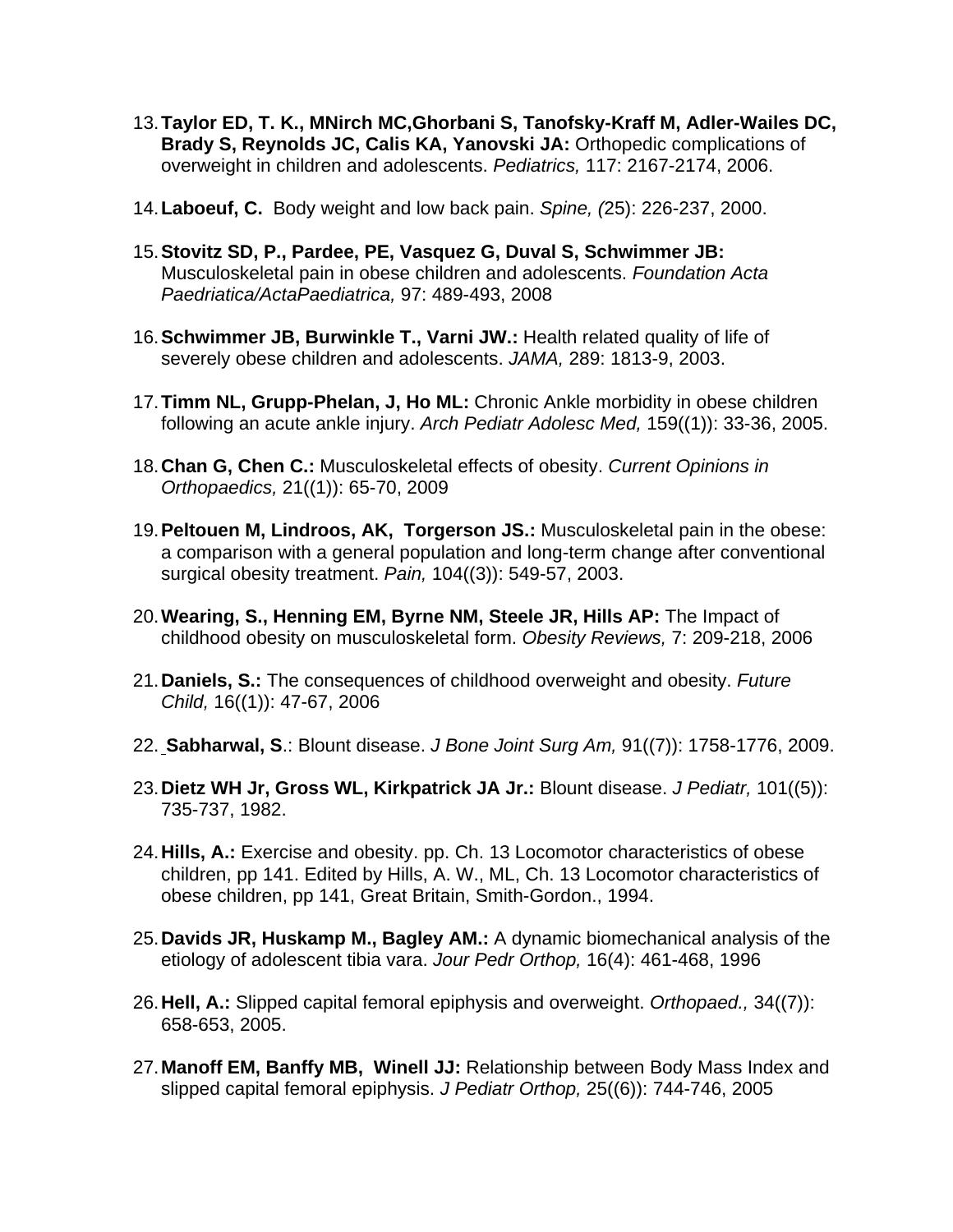13. **Taylor ED, T. K., MNirch MC,Ghorbani S, Tanofsky-Kraff M, Adler-Wailes DC, Brady S, Reynolds JC, Calis KA, Yanovski JA:** Orthopedic complications of overweight in children and adolescents. *Pediatrics,* 117: 2167-2174, 2006.

14. **Laboeuf, C.** Body weight and low back pain. *Spine, (*25): 226-237, 2000.

15. **Stovitz SD, P., Pardee, PE, Vasquez G, Duval S, Schwimmer JB:** Musculoskeletal pain in obese children and adolescents. *Foundation Acta Paedriatica/ActaPaediatrica,* 97: 489-493, 2008

16. **Schwimmer JB, Burwinkle T., Varni JW.:** Health related quality of life of severely obese children and adolescents. *JAMA,* 289: 1813-9, 2003.

17. **Timm NL, Grupp-Phelan, J, Ho ML:** Chronic Ankle morbidity in obese children following an acute ankle injury. *Arch Pediatr Adolesc Med,* 159((1)): 33-36, 2005.

18. **Chan G, Chen C.:** Musculoskeletal effects of obesity. *Current Opinions in Orthopaedics,* 21((1)): 65-70, 2009

19. **Peltouen M, Lindroos, AK, Torgerson JS.:** Musculoskeletal pain in the obese: a comparison with a general population and long-term change after conventional surgical obesity treatment. *Pain,* 104((3)): 549-57, 2003.

20. **Wearing, S., Henning EM, Byrne NM, Steele JR, Hills AP:** The Impact of childhood obesity on musculoskeletal form. *Obesity Reviews,* 7: 209-218, 2006

21. **Daniels, S.:** The consequences of childhood overweight and obesity. *Future Child,* 16((1)): 47-67, 2006

22. **Sabharwal, S**.: Blount disease. *J Bone Joint Surg Am,* 91((7)): 1758-1776, 2009.

23. **Dietz WH Jr, Gross WL, Kirkpatrick JA Jr.:** Blount disease. *J Pediatr,* 101((5)): 735-737, 1982.

24. **Hills, A.:** Exercise and obesity. pp. Ch. 13 Locomotor characteristics of obese children, pp 141. Edited by Hills, A. W., ML, Ch. 13 Locomotor characteristics of obese children, pp 141, Great Britain, Smith-Gordon., 1994.

25. **Davids JR, Huskamp M., Bagley AM.:** A dynamic biomechanical analysis of the etiology of adolescent tibia vara. *Jour Pedr Orthop,* 16(4): 461-468, 1996

26. **Hell, A.:** Slipped capital femoral epiphysis and overweight. *Orthopaed.,* 34((7)): 658-653, 2005.

27. **Manoff EM, Banffy MB, Winell JJ:** Relationship between Body Mass Index and slipped capital femoral epiphysis. *J Pediatr Orthop,* 25((6)): 744-746, 2005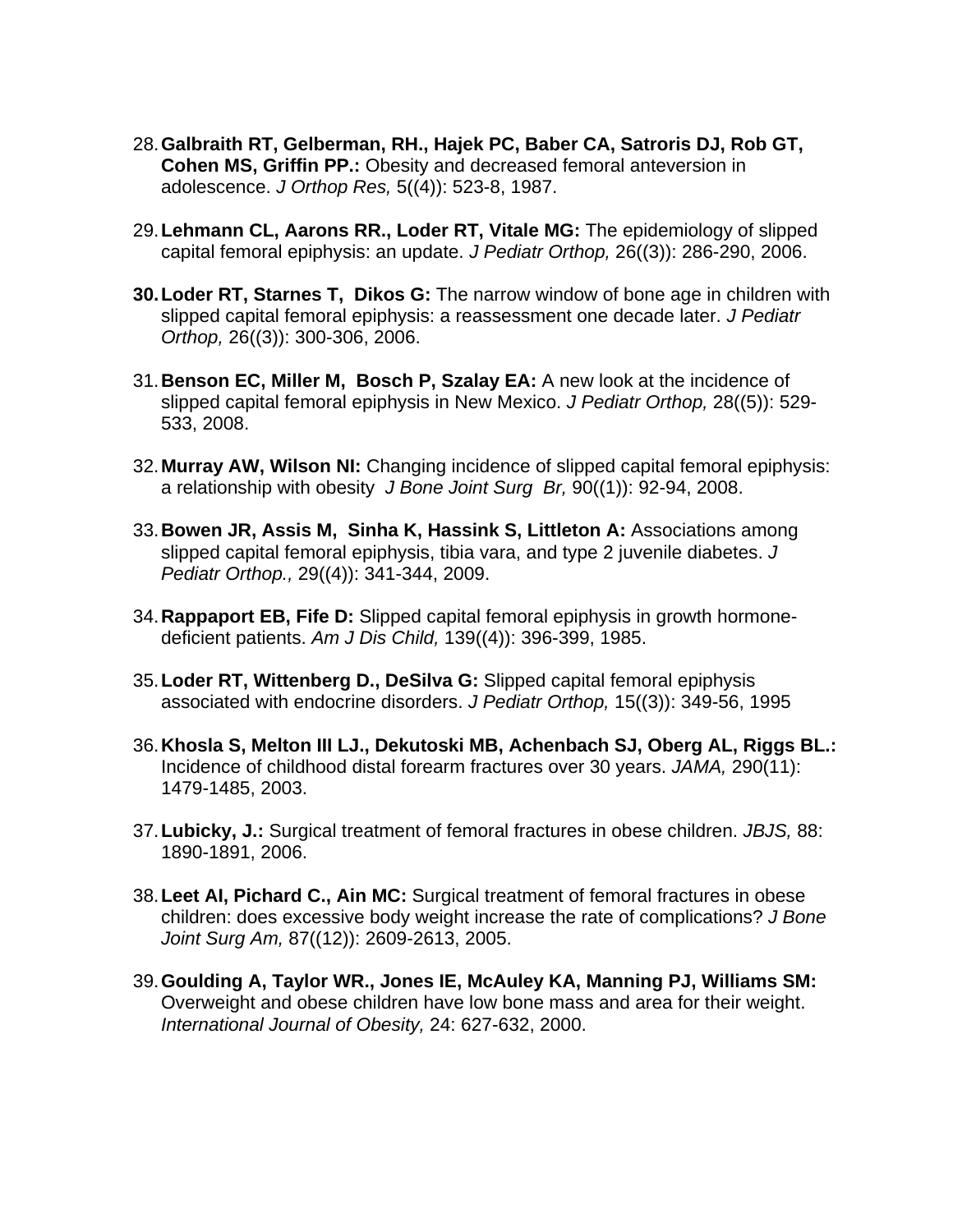28. **Galbraith RT, Gelberman, RH., Hajek PC, Baber CA, Satroris DJ, Rob GT, Cohen MS, Griffin PP.:** Obesity and decreased femoral anteversion in adolescence. *J Orthop Res,* 5((4)): 523-8, 1987.

29. **Lehmann CL, Aarons RR., Loder RT, Vitale MG:** The epidemiology of slipped capital femoral epiphysis: an update. *J Pediatr Orthop,* 26((3)): 286-290, 2006.

30. **Loder RT, Starnes T, Dikos G:** The narrow window of bone age in children with slipped capital femoral epiphysis: a reassessment one decade later. *J Pediatr Orthop,* 26((3)): 300-306, 2006.

31. **Benson EC, Miller M, Bosch P, Szalay EA:** A new look at the incidence of slipped capital femoral epiphysis in New Mexico. *J Pediatr Orthop,* 28((5)): 529-533, 2008.

32. **Murray AW, Wilson NI:** Changing incidence of slipped capital femoral epiphysis: a relationship with obesity *J Bone Joint Surg Br,* 90((1)): 92-94, 2008.

33. **Bowen JR, Assis M, Sinha K, Hassink S, Littleton A:** Associations among slipped capital femoral epiphysis, tibia vara, and type 2 juvenile diabetes. *J Pediatr Orthop.,* 29((4)): 341-344, 2009.

34. **Rappaport EB, Fife D:** Slipped capital femoral epiphysis in growth hormone-deficient patients. *Am J Dis Child,* 139((4)): 396-399, 1985.

35. **Loder RT, Wittenberg D., DeSilva G:** Slipped capital femoral epiphysis associated with endocrine disorders. *J Pediatr Orthop,* 15((3)): 349-56, 1995

36. **Khosla S, Melton III LJ., Dekutoski MB, Achenbach SJ, Oberg AL, Riggs BL.:** Incidence of childhood distal forearm fractures over 30 years. *JAMA,* 290(11): 1479-1485, 2003.

37. **Lubicky, J.:** Surgical treatment of femoral fractures in obese children. *JBJS,* 88: 1890-1891, 2006.

38. **Leet AI, Pichard C., Ain MC:** Surgical treatment of femoral fractures in obese children: does excessive body weight increase the rate of complications? *J Bone Joint Surg Am,* 87((12)): 2609-2613, 2005.

39. **Goulding A, Taylor WR., Jones IE, McAuley KA, Manning PJ, Williams SM:** Overweight and obese children have low bone mass and area for their weight. *International Journal of Obesity,* 24: 627-632, 2000.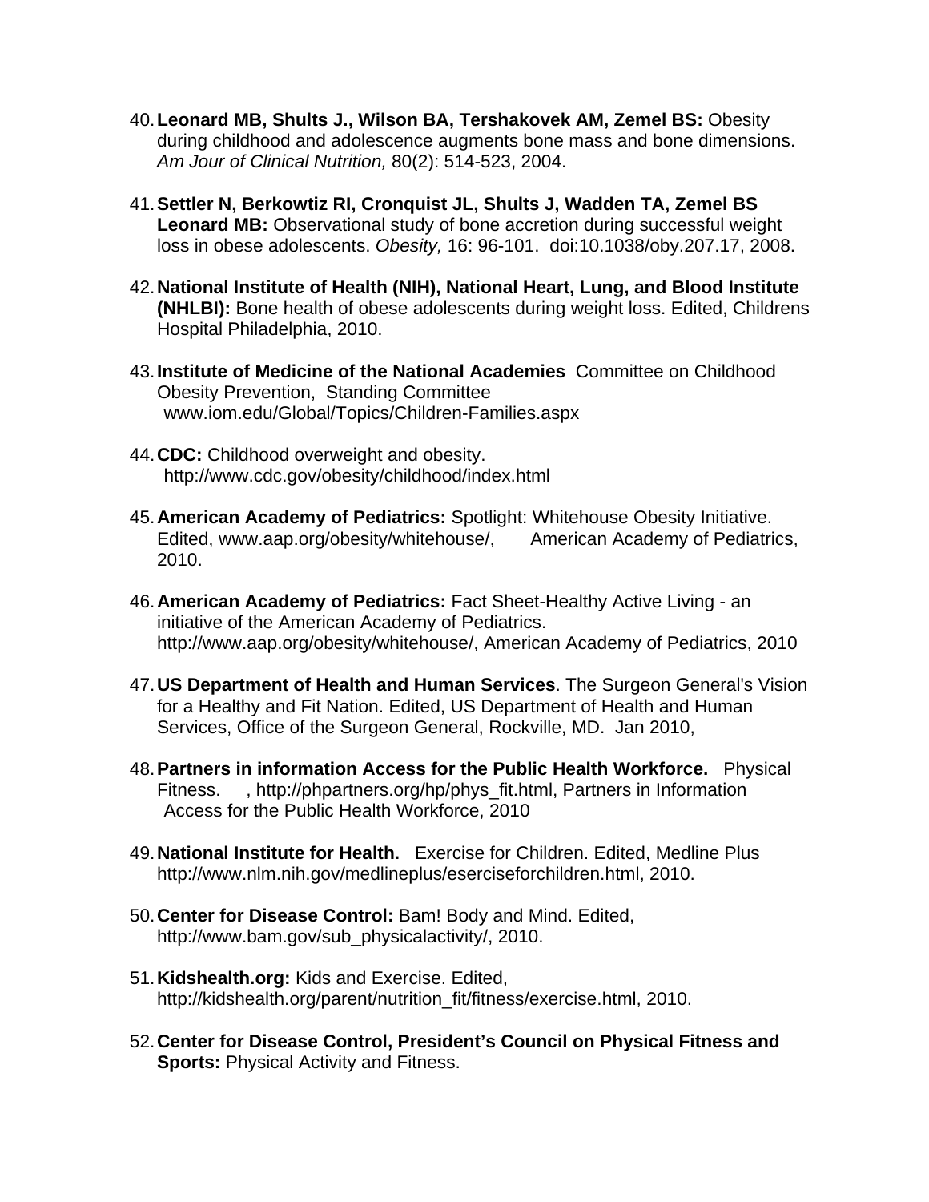40. **Leonard MB, Shults J., Wilson BA, Tershakovek AM, Zemel BS:** Obesity during childhood and adolescence augments bone mass and bone dimensions. *Am Jour of Clinical Nutrition,* 80(2): 514-523, 2004.

41. **Settler N, Berkowtiz RI, Cronquist JL, Shults J, Wadden TA, Zemel BS Leonard MB:** Observational study of bone accretion during successful weight loss in obese adolescents. *Obesity,* 16: 96-101. doi:10.1038/oby.207.17, 2008.

42. **National Institute of Health (NIH), National Heart, Lung, and Blood Institute (NHLBI):** Bone health of obese adolescents during weight loss. Edited, Childrens Hospital Philadelphia, 2010.

43. **Institute of Medicine of the National Academies** Committee on Childhood Obesity Prevention, Standing Committee www.iom.edu/Global/Topics/Children-Families.aspx

44. **CDC:** Childhood overweight and obesity. http://www.cdc.gov/obesity/childhood/index.html

45. **American Academy of Pediatrics:** Spotlight: Whitehouse Obesity Initiative. Edited, www.aap.org/obesity/whitehouse/, American Academy of Pediatrics, 2010.

46. **American Academy of Pediatrics:** Fact Sheet-Healthy Active Living - an initiative of the American Academy of Pediatrics. http://www.aap.org/obesity/whitehouse/, American Academy of Pediatrics, 2010

47. **US Department of Health and Human Services**. The Surgeon General's Vision for a Healthy and Fit Nation. Edited, US Department of Health and Human Services, Office of the Surgeon General, Rockville, MD. Jan 2010,

48. **Partners in information Access for the Public Health Workforce.** Physical Fitness. , http://phpartners.org/hp/phys_fit.html, Partners in Information Access for the Public Health Workforce, 2010

49. **National Institute for Health.** Exercise for Children. Edited, Medline Plus http://www.nlm.nih.gov/medlineplus/eserciseforchildren.html, 2010.

50. **Center for Disease Control:** Bam! Body and Mind. Edited, http://www.bam.gov/sub_physicalactivity/, 2010.

51. **Kidshealth.org:** Kids and Exercise. Edited, http://kidshealth.org/parent/nutrition_fit/fitness/exercise.html, 2010.

52. **Center for Disease Control, President's Council on Physical Fitness and Sports:** Physical Activity and Fitness.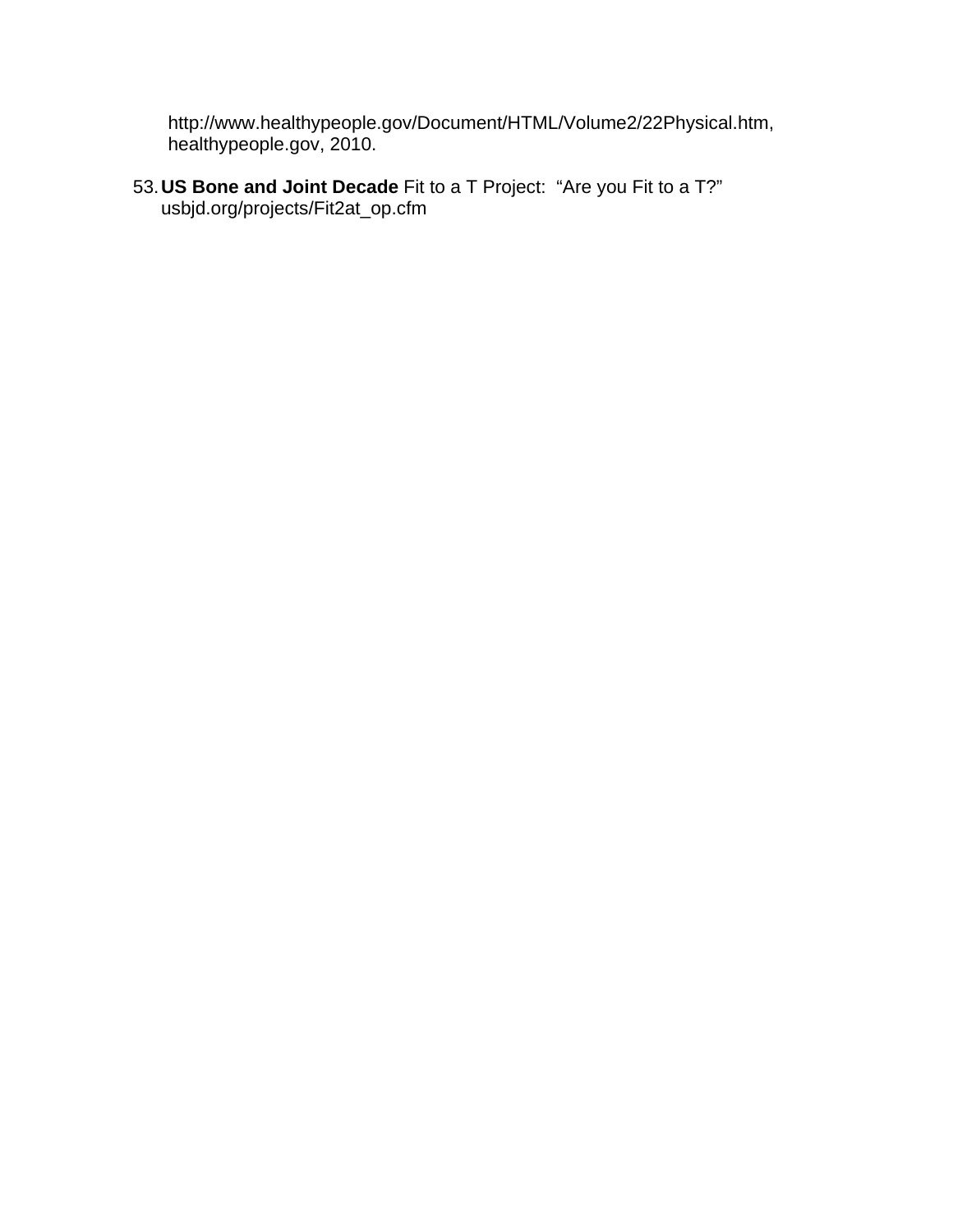http://www.healthypeople.gov/Document/HTML/Volume2/22Physical.htm, healthypeople.gov, 2010.

53. **US Bone and Joint Decade** Fit to a T Project: "Are you Fit to a T?" usbjd.org/projects/Fit2at_op.cfm